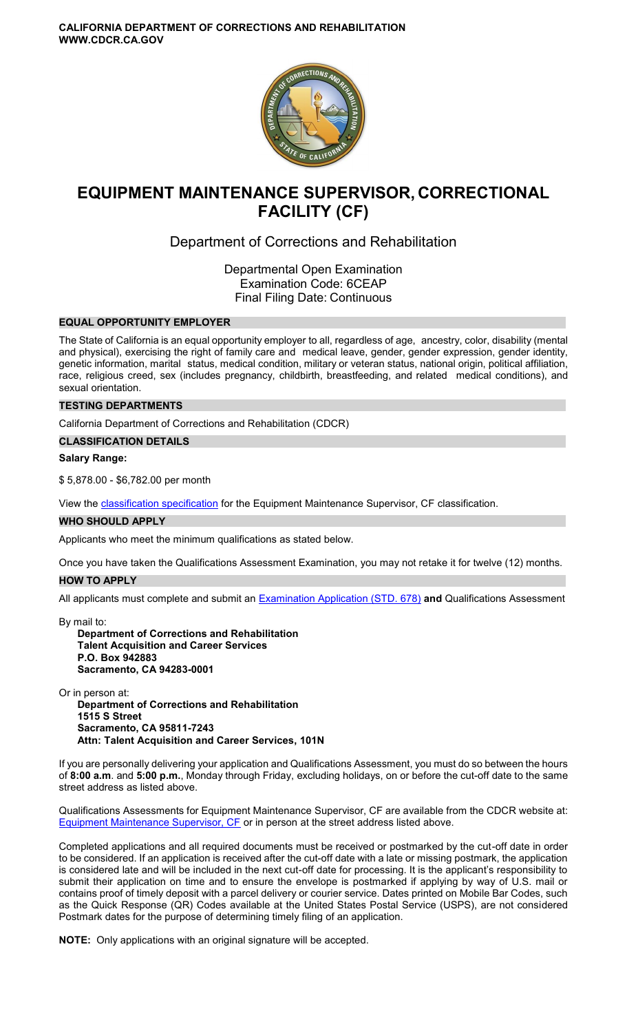**CALIFORNIA DEPARTMENT OF CORRECTIONS AND REHABILITATION**
**WWW.CDCR.CA.GOV**

# EQUIPMENT MAINTENANCE SUPERVISOR, CORRECTIONAL FACILITY (CF)

## Department of Corrections and Rehabilitation

Departmental Open Examination
Examination Code: 6CEAP
Final Filing Date: Continuous

### EQUAL OPPORTUNITY EMPLOYER

The State of California is an equal opportunity employer to all, regardless of age, ancestry, color, disability (mental and physical), exercising the right of family care and medical leave, gender, gender expression, gender identity, genetic information, marital status, medical condition, military or veteran status, national origin, political affiliation, race, religious creed, sex (includes pregnancy, childbirth, breastfeeding, and related medical conditions), and sexual orientation.

### TESTING DEPARTMENTS

California Department of Corrections and Rehabilitation (CDCR)

### CLASSIFICATION DETAILS

**Salary Range:**

$ 5,878.00 - $6,782.00 per month

View the classification specification for the Equipment Maintenance Supervisor, CF classification.

### WHO SHOULD APPLY

Applicants who meet the minimum qualifications as stated below.

Once you have taken the Qualifications Assessment Examination, you may not retake it for twelve (12) months.

### HOW TO APPLY

All applicants must complete and submit an Examination Application (STD. 678) **and** Qualifications Assessment

By mail to:

**Department of Corrections and Rehabilitation**
**Talent Acquisition and Career Services**
**P.O. Box 942883**
**Sacramento, CA 94283-0001**

Or in person at:

**Department of Corrections and Rehabilitation**
**1515 S Street**
**Sacramento, CA 95811-7243**
**Attn: Talent Acquisition and Career Services, 101N**

If you are personally delivering your application and Qualifications Assessment, you must do so between the hours of **8:00 a.m**. and **5:00 p.m.**, Monday through Friday, excluding holidays, on or before the cut-off date to the same street address as listed above.

Qualifications Assessments for Equipment Maintenance Supervisor, CF are available from the CDCR website at: Equipment Maintenance Supervisor, CF or in person at the street address listed above.

Completed applications and all required documents must be received or postmarked by the cut-off date in order to be considered. If an application is received after the cut-off date with a late or missing postmark, the application is considered late and will be included in the next cut-off date for processing. It is the applicant's responsibility to submit their application on time and to ensure the envelope is postmarked if applying by way of U.S. mail or contains proof of timely deposit with a parcel delivery or courier service. Dates printed on Mobile Bar Codes, such as the Quick Response (QR) Codes available at the United States Postal Service (USPS), are not considered Postmark dates for the purpose of determining timely filing of an application.

**NOTE:** Only applications with an original signature will be accepted.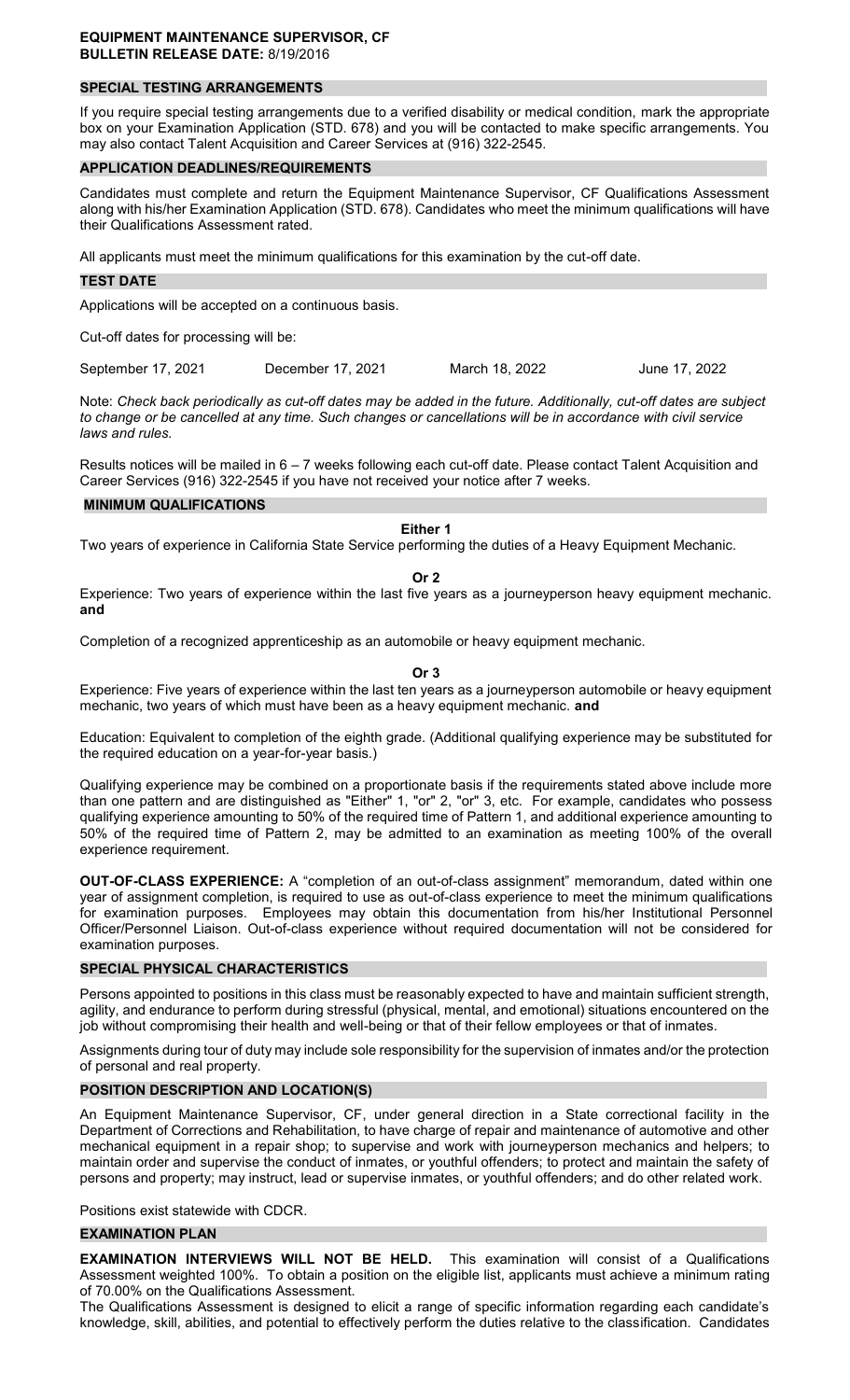**EQUIPMENT MAINTENANCE SUPERVISOR, CF**
**BULLETIN RELEASE DATE:** 8/19/2016

## SPECIAL TESTING ARRANGEMENTS

If you require special testing arrangements due to a verified disability or medical condition, mark the appropriate box on your Examination Application (STD. 678) and you will be contacted to make specific arrangements. You may also contact Talent Acquisition and Career Services at (916) 322-2545.

## APPLICATION DEADLINES/REQUIREMENTS

Candidates must complete and return the Equipment Maintenance Supervisor, CF Qualifications Assessment along with his/her Examination Application (STD. 678). Candidates who meet the minimum qualifications will have their Qualifications Assessment rated.

All applicants must meet the minimum qualifications for this examination by the cut-off date.

## TEST DATE

Applications will be accepted on a continuous basis.

Cut-off dates for processing will be:

| September 17, 2021 | December 17, 2021 | March 18, 2022 | June 17, 2022 |
|---|---|---|---|

Note: *Check back periodically as cut-off dates may be added in the future. Additionally, cut-off dates are subject to change or be cancelled at any time. Such changes or cancellations will be in accordance with civil service laws and rules.*

Results notices will be mailed in 6 – 7 weeks following each cut-off date. Please contact Talent Acquisition and Career Services (916) 322-2545 if you have not received your notice after 7 weeks.

## MINIMUM QUALIFICATIONS

**Either 1**

Two years of experience in California State Service performing the duties of a Heavy Equipment Mechanic.

**Or 2**

Experience: Two years of experience within the last five years as a journeyperson heavy equipment mechanic. **and**

Completion of a recognized apprenticeship as an automobile or heavy equipment mechanic.

**Or 3**

Experience: Five years of experience within the last ten years as a journeyperson automobile or heavy equipment mechanic, two years of which must have been as a heavy equipment mechanic. **and**

Education: Equivalent to completion of the eighth grade. (Additional qualifying experience may be substituted for the required education on a year-for-year basis.)

Qualifying experience may be combined on a proportionate basis if the requirements stated above include more than one pattern and are distinguished as "Either" 1, "or" 2, "or" 3, etc. For example, candidates who possess qualifying experience amounting to 50% of the required time of Pattern 1, and additional experience amounting to 50% of the required time of Pattern 2, may be admitted to an examination as meeting 100% of the overall experience requirement.

**OUT-OF-CLASS EXPERIENCE:** A "completion of an out-of-class assignment" memorandum, dated within one year of assignment completion, is required to use as out-of-class experience to meet the minimum qualifications for examination purposes. Employees may obtain this documentation from his/her Institutional Personnel Officer/Personnel Liaison. Out-of-class experience without required documentation will not be considered for examination purposes.

## SPECIAL PHYSICAL CHARACTERISTICS

Persons appointed to positions in this class must be reasonably expected to have and maintain sufficient strength, agility, and endurance to perform during stressful (physical, mental, and emotional) situations encountered on the job without compromising their health and well-being or that of their fellow employees or that of inmates.

Assignments during tour of duty may include sole responsibility for the supervision of inmates and/or the protection of personal and real property.

## POSITION DESCRIPTION AND LOCATION(S)

An Equipment Maintenance Supervisor, CF, under general direction in a State correctional facility in the Department of Corrections and Rehabilitation, to have charge of repair and maintenance of automotive and other mechanical equipment in a repair shop; to supervise and work with journeyperson mechanics and helpers; to maintain order and supervise the conduct of inmates, or youthful offenders; to protect and maintain the safety of persons and property; may instruct, lead or supervise inmates, or youthful offenders; and do other related work.

Positions exist statewide with CDCR.

## EXAMINATION PLAN

**EXAMINATION INTERVIEWS WILL NOT BE HELD.** This examination will consist of a Qualifications Assessment weighted 100%. To obtain a position on the eligible list, applicants must achieve a minimum rating of 70.00% on the Qualifications Assessment.

The Qualifications Assessment is designed to elicit a range of specific information regarding each candidate's knowledge, skill, abilities, and potential to effectively perform the duties relative to the classification. Candidates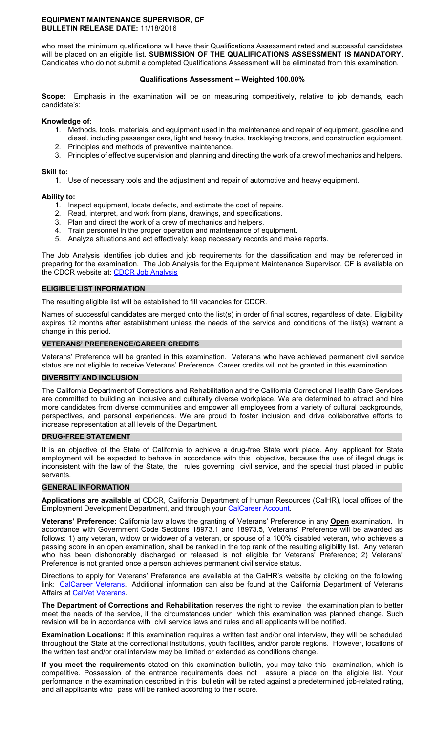who meet the minimum qualifications will have their Qualifications Assessment rated and successful candidates will be placed on an eligible list. **SUBMISSION OF THE QUALIFICATIONS ASSESSMENT IS MANDATORY.** Candidates who do not submit a completed Qualifications Assessment will be eliminated from this examination.

**Qualifications Assessment -- Weighted 100.00%**

**Scope:** Emphasis in the examination will be on measuring competitively, relative to job demands, each candidate's:

**Knowledge of:**

1. Methods, tools, materials, and equipment used in the maintenance and repair of equipment, gasoline and diesel, including passenger cars, light and heavy trucks, tracklaying tractors, and construction equipment.
2. Principles and methods of preventive maintenance.
3. Principles of effective supervision and planning and directing the work of a crew of mechanics and helpers.

**Skill to:**

1. Use of necessary tools and the adjustment and repair of automotive and heavy equipment.

**Ability to:**

1. Inspect equipment, locate defects, and estimate the cost of repairs.
2. Read, interpret, and work from plans, drawings, and specifications.
3. Plan and direct the work of a crew of mechanics and helpers.
4. Train personnel in the proper operation and maintenance of equipment.
5. Analyze situations and act effectively; keep necessary records and make reports.

The Job Analysis identifies job duties and job requirements for the classification and may be referenced in preparing for the examination. The Job Analysis for the Equipment Maintenance Supervisor, CF is available on the CDCR website at: CDCR Job Analysis

## ELIGIBLE LIST INFORMATION

The resulting eligible list will be established to fill vacancies for CDCR.

Names of successful candidates are merged onto the list(s) in order of final scores, regardless of date. Eligibility expires 12 months after establishment unless the needs of the service and conditions of the list(s) warrant a change in this period.

## VETERANS' PREFERENCE/CAREER CREDITS

Veterans' Preference will be granted in this examination. Veterans who have achieved permanent civil service status are not eligible to receive Veterans' Preference. Career credits will not be granted in this examination.

## DIVERSITY AND INCLUSION

The California Department of Corrections and Rehabilitation and the California Correctional Health Care Services are committed to building an inclusive and culturally diverse workplace. We are determined to attract and hire more candidates from diverse communities and empower all employees from a variety of cultural backgrounds, perspectives, and personal experiences. We are proud to foster inclusion and drive collaborative efforts to increase representation at all levels of the Department.

## DRUG-FREE STATEMENT

It is an objective of the State of California to achieve a drug-free State work place. Any applicant for State employment will be expected to behave in accordance with this objective, because the use of illegal drugs is inconsistent with the law of the State, the rules governing civil service, and the special trust placed in public servants.

## GENERAL INFORMATION

**Applications are available** at CDCR, California Department of Human Resources (CalHR), local offices of the Employment Development Department, and through your CalCareer Account.

**Veterans' Preference:** California law allows the granting of Veterans' Preference in any **Open** examination. In accordance with Government Code Sections 18973.1 and 18973.5, Veterans' Preference will be awarded as follows: 1) any veteran, widow or widower of a veteran, or spouse of a 100% disabled veteran, who achieves a passing score in an open examination, shall be ranked in the top rank of the resulting eligibility list. Any veteran who has been dishonorably discharged or released is not eligible for Veterans' Preference; 2) Veterans' Preference is not granted once a person achieves permanent civil service status.

Directions to apply for Veterans' Preference are available at the CalHR's website by clicking on the following link: CalCareer Veterans. Additional information can also be found at the California Department of Veterans Affairs at CalVet Veterans.

**The Department of Corrections and Rehabilitation** reserves the right to revise the examination plan to better meet the needs of the service, if the circumstances under which this examination was planned change. Such revision will be in accordance with civil service laws and rules and all applicants will be notified.

**Examination Locations:** If this examination requires a written test and/or oral interview, they will be scheduled throughout the State at the correctional institutions, youth facilities, and/or parole regions. However, locations of the written test and/or oral interview may be limited or extended as conditions change.

**If you meet the requirements** stated on this examination bulletin, you may take this examination, which is competitive. Possession of the entrance requirements does not assure a place on the eligible list. Your performance in the examination described in this bulletin will be rated against a predetermined job-related rating, and all applicants who pass will be ranked according to their score.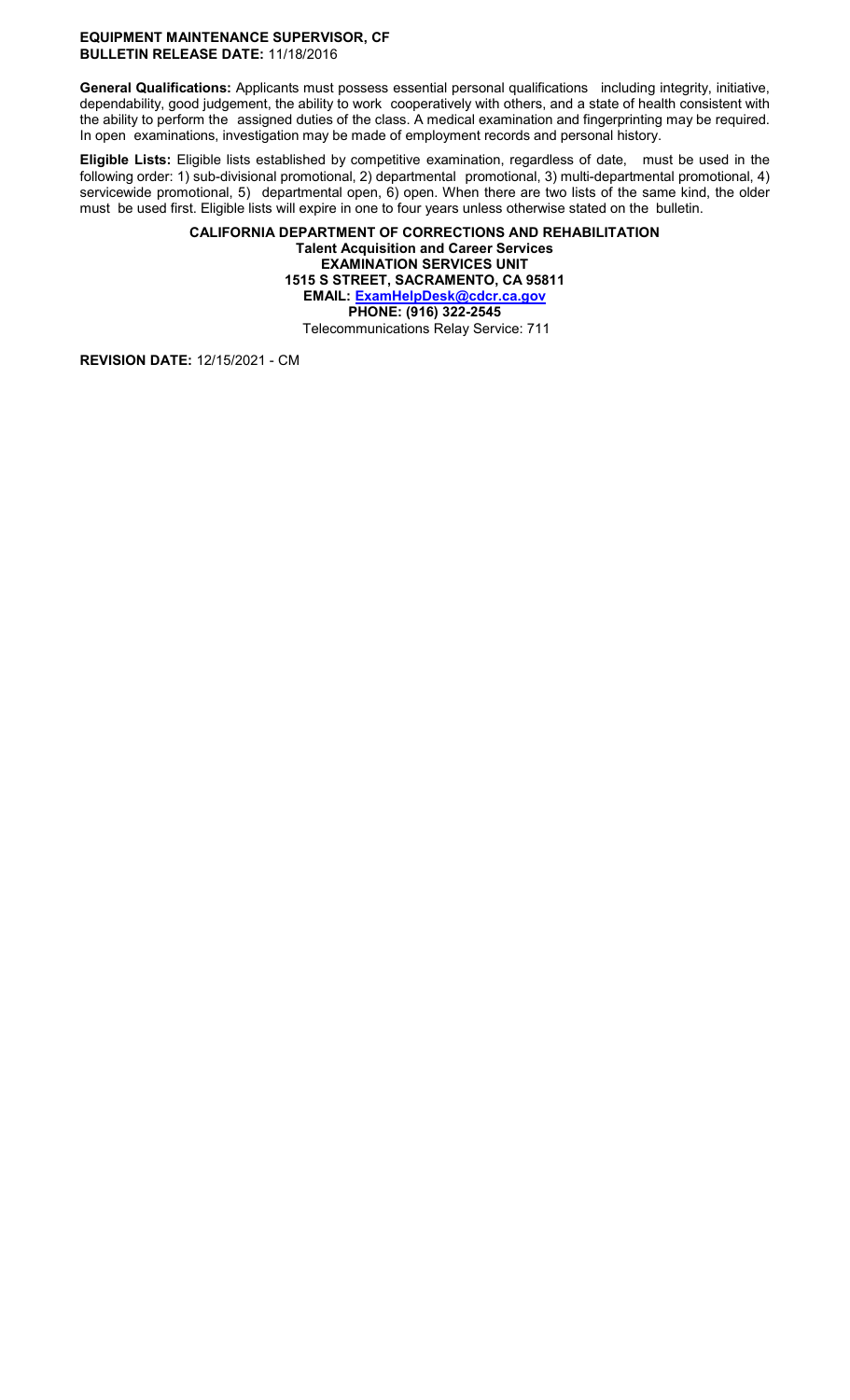**EQUIPMENT MAINTENANCE SUPERVISOR, CF**
**BULLETIN RELEASE DATE:** 11/18/2016

**General Qualifications:** Applicants must possess essential personal qualifications including integrity, initiative, dependability, good judgement, the ability to work cooperatively with others, and a state of health consistent with the ability to perform the assigned duties of the class. A medical examination and fingerprinting may be required. In open examinations, investigation may be made of employment records and personal history.

**Eligible Lists:** Eligible lists established by competitive examination, regardless of date, must be used in the following order: 1) sub-divisional promotional, 2) departmental promotional, 3) multi-departmental promotional, 4) servicewide promotional, 5) departmental open, 6) open. When there are two lists of the same kind, the older must be used first. Eligible lists will expire in one to four years unless otherwise stated on the bulletin.

**CALIFORNIA DEPARTMENT OF CORRECTIONS AND REHABILITATION**
**Talent Acquisition and Career Services**
**EXAMINATION SERVICES UNIT**
**1515 S STREET, SACRAMENTO, CA 95811**
**EMAIL: ExamHelpDesk@cdcr.ca.gov**
**PHONE: (916) 322-2545**
Telecommunications Relay Service: 711

**REVISION DATE:** 12/15/2021 - CM